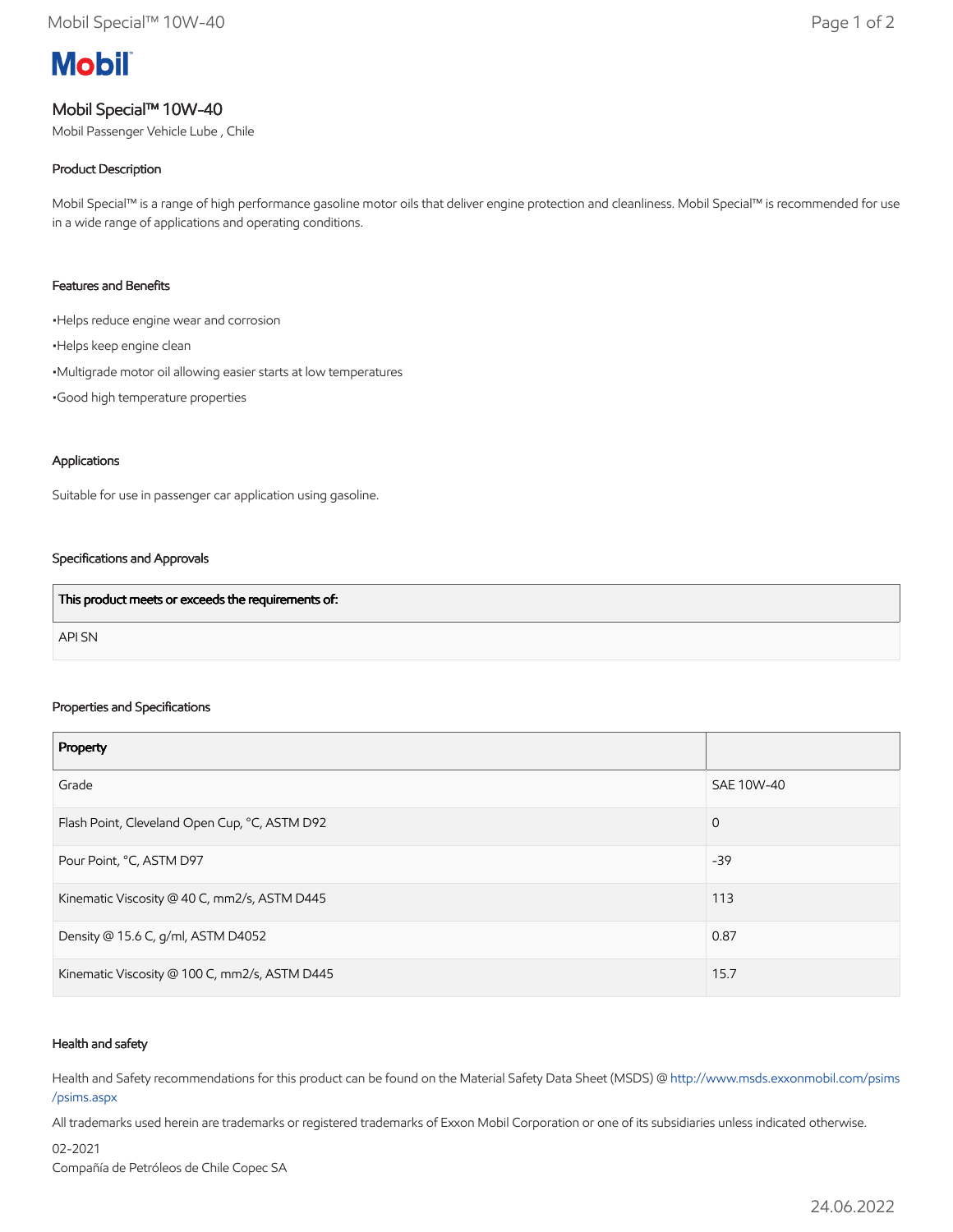**Mobil**

# Mobil Special™ 10W-40

Mobil Passenger Vehicle Lube , Chile

## Product Description

Mobil Special™ is a range of high performance gasoline motor oils that deliver engine protection and cleanliness. Mobil Special™ is recommended for use in a wide range of applications and operating conditions.

## Features and Benefits

- Helps reduce engine wear and corrosion
- Helps keep engine clean
- Multigrade motor oil allowing easier starts at low temperatures
- Good high temperature properties

## Applications

Suitable for use in passenger car application using gasoline.

## Specifications and Approvals

| This product meets or exceeds the requirements of: |
|---|
| API SN |

## Properties and Specifications

| Property | |
|---|---|
| Grade | SAE 10W-40 |
| Flash Point, Cleveland Open Cup, °C, ASTM D92 | 0 |
| Pour Point, °C, ASTM D97 | -39 |
| Kinematic Viscosity @ 40 C, mm2/s, ASTM D445 | 113 |
| Density @ 15.6 C, g/ml, ASTM D4052 | 0.87 |
| Kinematic Viscosity @ 100 C, mm2/s, ASTM D445 | 15.7 |

## Health and safety

Health and Safety recommendations for this product can be found on the Material Safety Data Sheet (MSDS) @ http://www.msds.exxonmobil.com/psims/psims.aspx

All trademarks used herein are trademarks or registered trademarks of Exxon Mobil Corporation or one of its subsidiaries unless indicated otherwise.

02-2021

Compañía de Petróleos de Chile Copec SA

24.06.2022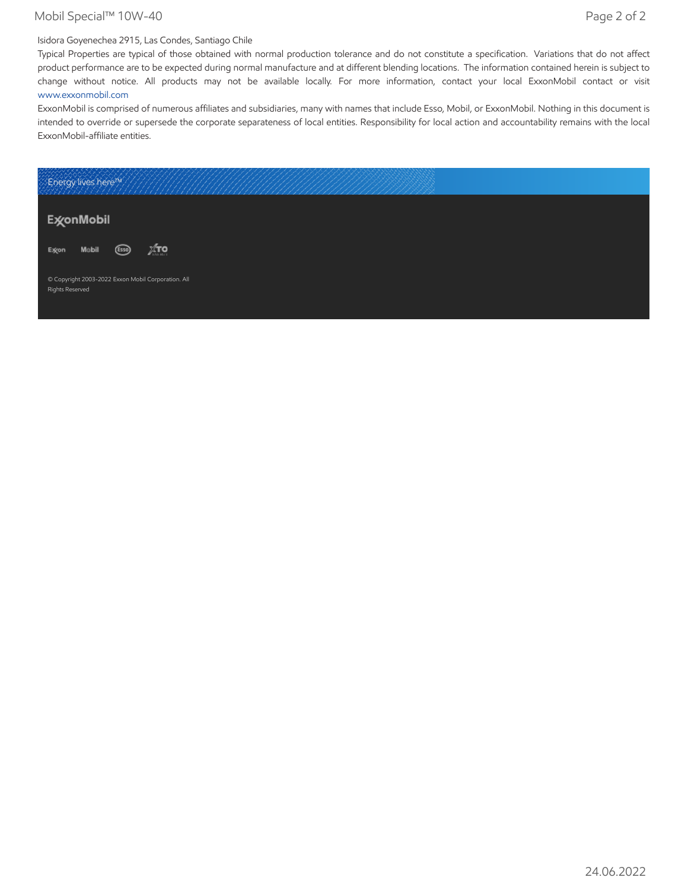Isidora Goyenechea 2915, Las Condes, Santiago Chile

Typical Properties are typical of those obtained with normal production tolerance and do not constitute a specification. Variations that do not affect product performance are to be expected during normal manufacture and at different blending locations. The information contained herein is subject to change without notice. All products may not be available locally. For more information, contact your local ExxonMobil contact or visit www.exxonmobil.com

ExxonMobil is comprised of numerous affiliates and subsidiaries, many with names that include Esso, Mobil, or ExxonMobil. Nothing in this document is intended to override or supersede the corporate separateness of local entities. Responsibility for local action and accountability remains with the local ExxonMobil-affiliate entities.

Energy lives here™

ExxonMobil

Exxon Mobil Esso XTO

© Copyright 2003-2022 Exxon Mobil Corporation. All Rights Reserved

24.06.2022